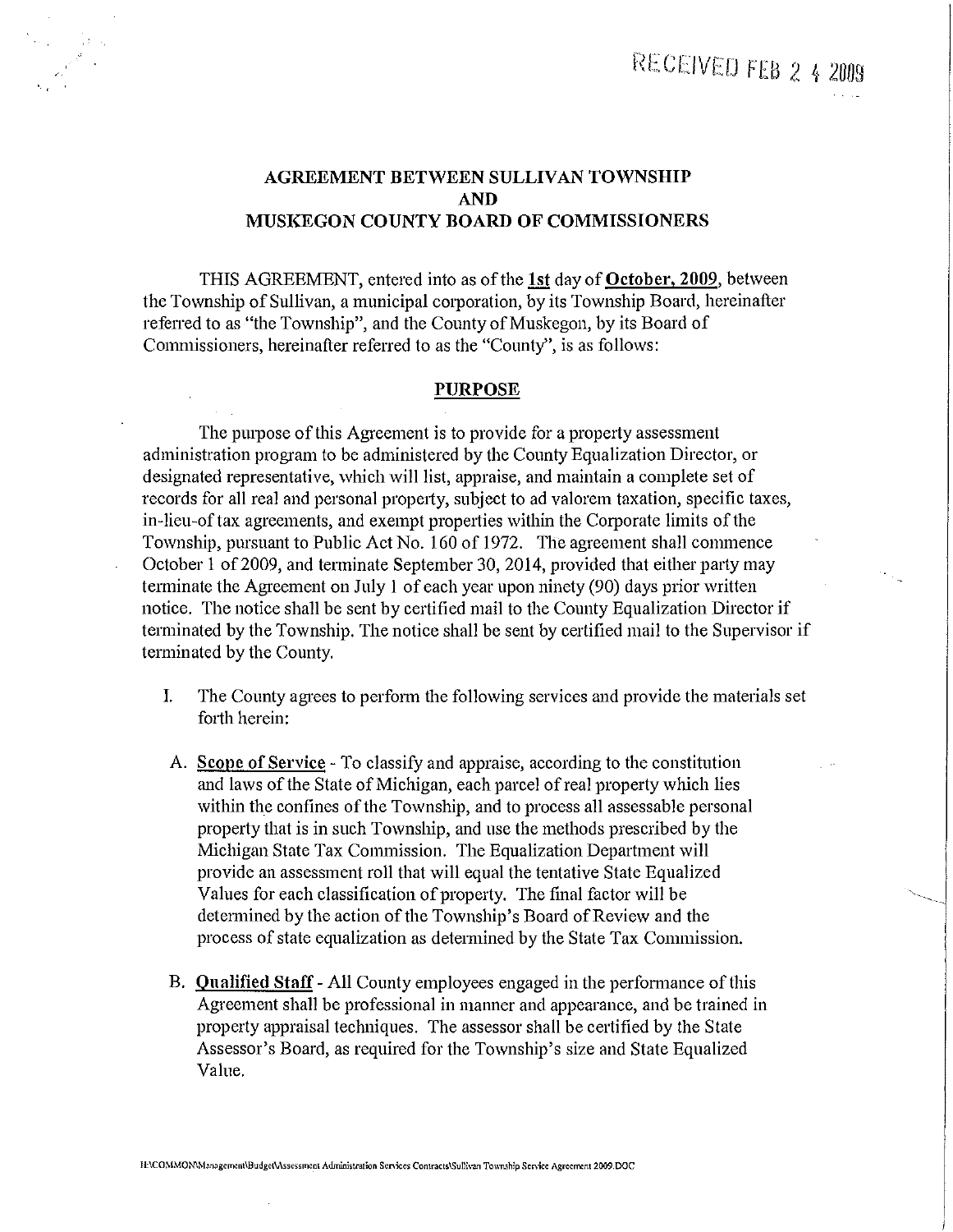RECEIVED FEB 2 4 2009

# AGREEMENT BETWEEN SULLIVAN TOWNSHIP
# AND
# MUSKEGON COUNTY BOARD OF COMMISSIONERS

THIS AGREEMENT, entered into as of the **1st** day of **October, 2009**, between the Township of Sullivan, a municipal corporation, by its Township Board, hereinafter referred to as "the Township", and the County of Muskegon, by its Board of Commissioners, hereinafter referred to as the "County", is as follows:

## PURPOSE

The purpose of this Agreement is to provide for a property assessment administration program to be administered by the County Equalization Director, or designated representative, which will list, appraise, and maintain a complete set of records for all real and personal property, subject to ad valorem taxation, specific taxes, in-lieu-of tax agreements, and exempt properties within the Corporate limits of the Township, pursuant to Public Act No. 160 of 1972. The agreement shall commence October 1 of 2009, and terminate September 30, 2014, provided that either party may terminate the Agreement on July 1 of each year upon ninety (90) days prior written notice. The notice shall be sent by certified mail to the County Equalization Director if terminated by the Township. The notice shall be sent by certified mail to the Supervisor if terminated by the County.

I. The County agrees to perform the following services and provide the materials set forth herein:

A. **Scope of Service** - To classify and appraise, according to the constitution and laws of the State of Michigan, each parcel of real property which lies within the confines of the Township, and to process all assessable personal property that is in such Township, and use the methods prescribed by the Michigan State Tax Commission. The Equalization Department will provide an assessment roll that will equal the tentative State Equalized Values for each classification of property. The final factor will be determined by the action of the Township's Board of Review and the process of state equalization as determined by the State Tax Commission.

B. **Qualified Staff** - All County employees engaged in the performance of this Agreement shall be professional in manner and appearance, and be trained in property appraisal techniques. The assessor shall be certified by the State Assessor's Board, as required for the Township's size and State Equalized Value.

H:\COMMON\Management\Budget\Assessment Administration Services Contracts\Sullivan Township Service Agreement 2009.DOC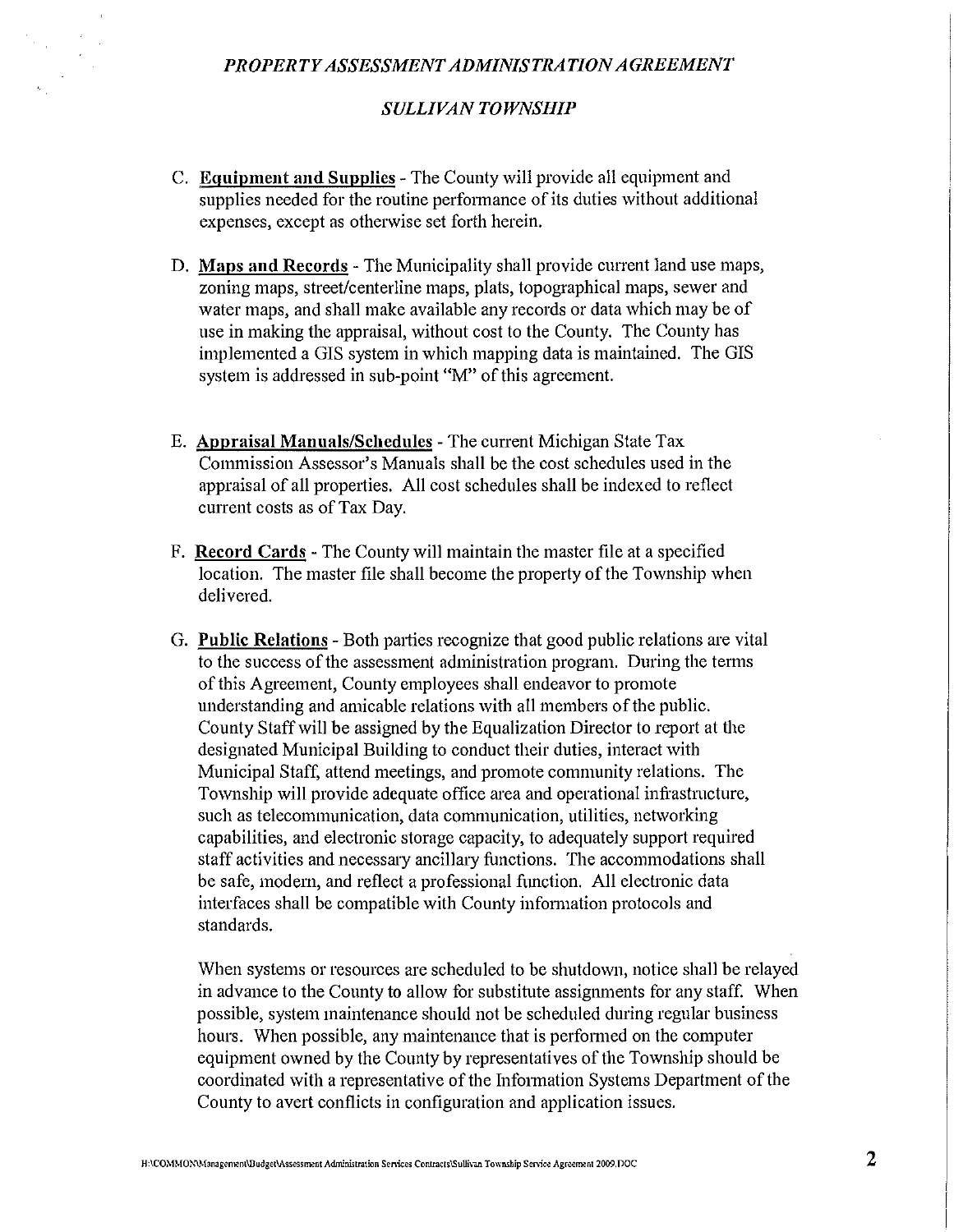C. **Equipment and Supplies** - The County will provide all equipment and supplies needed for the routine performance of its duties without additional expenses, except as otherwise set forth herein.

D. **Maps and Records** - The Municipality shall provide current land use maps, zoning maps, street/centerline maps, plats, topographical maps, sewer and water maps, and shall make available any records or data which may be of use in making the appraisal, without cost to the County. The County has implemented a GIS system in which mapping data is maintained. The GIS system is addressed in sub-point "M" of this agreement.

E. **Appraisal Manuals/Schedules** - The current Michigan State Tax Commission Assessor's Manuals shall be the cost schedules used in the appraisal of all properties. All cost schedules shall be indexed to reflect current costs as of Tax Day.

F. **Record Cards** - The County will maintain the master file at a specified location. The master file shall become the property of the Township when delivered.

G. **Public Relations** - Both parties recognize that good public relations are vital to the success of the assessment administration program. During the terms of this Agreement, County employees shall endeavor to promote understanding and amicable relations with all members of the public. County Staff will be assigned by the Equalization Director to report at the designated Municipal Building to conduct their duties, interact with Municipal Staff, attend meetings, and promote community relations. The Township will provide adequate office area and operational infrastructure, such as telecommunication, data communication, utilities, networking capabilities, and electronic storage capacity, to adequately support required staff activities and necessary ancillary functions. The accommodations shall be safe, modern, and reflect a professional function. All electronic data interfaces shall be compatible with County information protocols and standards.

   When systems or resources are scheduled to be shutdown, notice shall be relayed in advance to the County to allow for substitute assignments for any staff. When possible, system maintenance should not be scheduled during regular business hours. When possible, any maintenance that is performed on the computer equipment owned by the County by representatives of the Township should be coordinated with a representative of the Information Systems Department of the County to avert conflicts in configuration and application issues.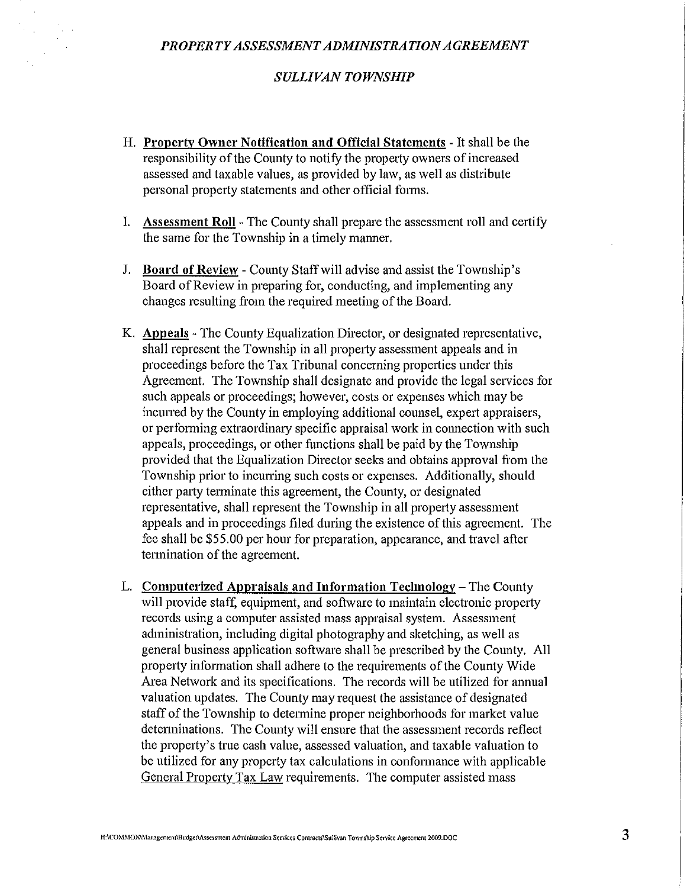H. **Property Owner Notification and Official Statements** - It shall be the responsibility of the County to notify the property owners of increased assessed and taxable values, as provided by law, as well as distribute personal property statements and other official forms.

I. **Assessment Roll** - The County shall prepare the assessment roll and certify the same for the Township in a timely manner.

J. **Board of Review** - County Staff will advise and assist the Township's Board of Review in preparing for, conducting, and implementing any changes resulting from the required meeting of the Board.

K. **Appeals** - The County Equalization Director, or designated representative, shall represent the Township in all property assessment appeals and in proceedings before the Tax Tribunal concerning properties under this Agreement. The Township shall designate and provide the legal services for such appeals or proceedings; however, costs or expenses which may be incurred by the County in employing additional counsel, expert appraisers, or performing extraordinary specific appraisal work in connection with such appeals, proceedings, or other functions shall be paid by the Township provided that the Equalization Director seeks and obtains approval from the Township prior to incurring such costs or expenses. Additionally, should either party terminate this agreement, the County, or designated representative, shall represent the Township in all property assessment appeals and in proceedings filed during the existence of this agreement. The fee shall be $55.00 per hour for preparation, appearance, and travel after termination of the agreement.

L. **Computerized Appraisals and Information Technology** – The County will provide staff, equipment, and software to maintain electronic property records using a computer assisted mass appraisal system. Assessment administration, including digital photography and sketching, as well as general business application software shall be prescribed by the County. All property information shall adhere to the requirements of the County Wide Area Network and its specifications. The records will be utilized for annual valuation updates. The County may request the assistance of designated staff of the Township to determine proper neighborhoods for market value determinations. The County will ensure that the assessment records reflect the property's true cash value, assessed valuation, and taxable valuation to be utilized for any property tax calculations in conformance with applicable General Property Tax Law requirements. The computer assisted mass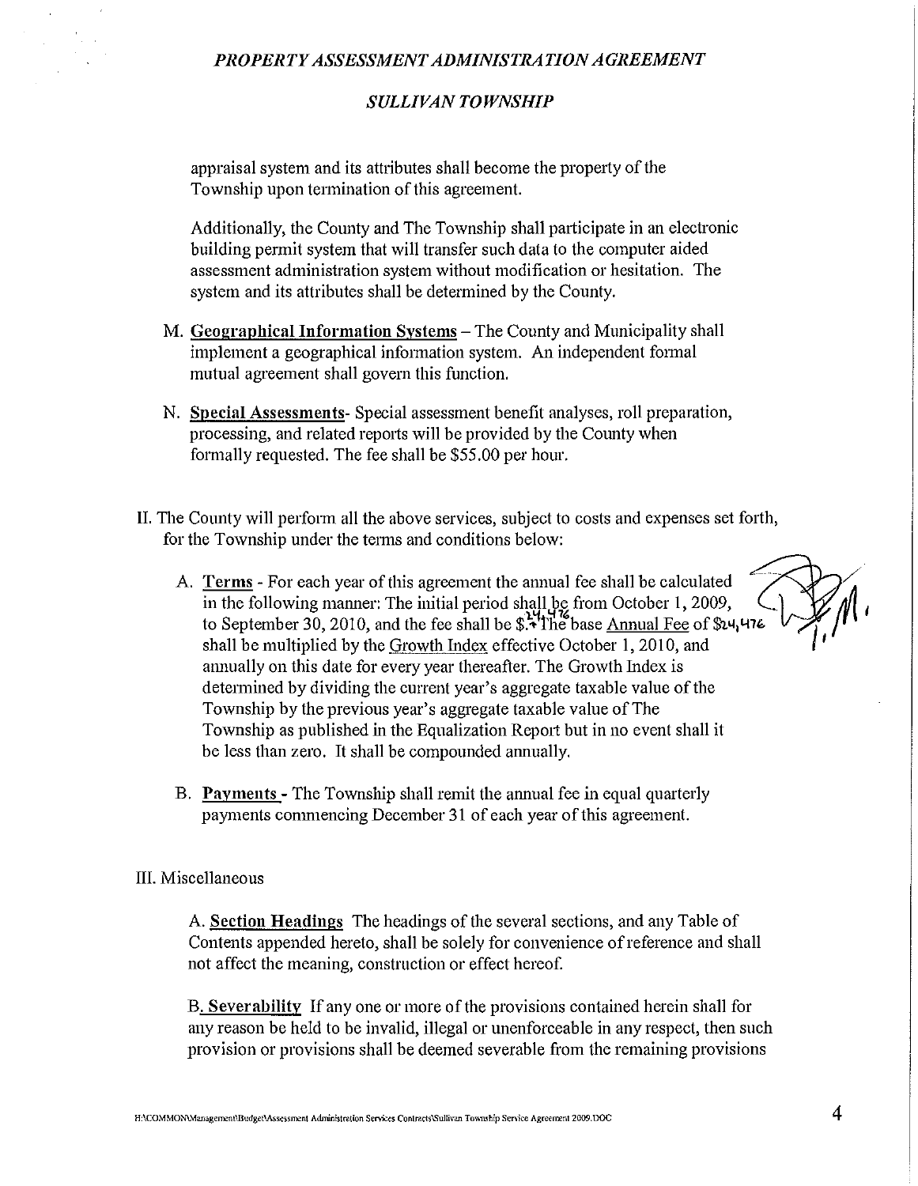appraisal system and its attributes shall become the property of the Township upon termination of this agreement.

Additionally, the County and The Township shall participate in an electronic building permit system that will transfer such data to the computer aided assessment administration system without modification or hesitation. The system and its attributes shall be determined by the County.

M. **Geographical Information Systems** – The County and Municipality shall implement a geographical information system. An independent formal mutual agreement shall govern this function.

N. **Special Assessments**- Special assessment benefit analyses, roll preparation, processing, and related reports will be provided by the County when formally requested. The fee shall be $55.00 per hour.

II. The County will perform all the above services, subject to costs and expenses set forth, for the Township under the terms and conditions below:

A. **Terms** - For each year of this agreement the annual fee shall be calculated in the following manner: The initial period shall be from October 1, 2009, to September 30, 2010, and the fee shall be $24,476. The base Annual Fee of $24,476 shall be multiplied by the Growth Index effective October 1, 2010, and annually on this date for every year thereafter. The Growth Index is determined by dividing the current year's aggregate taxable value of the Township by the previous year's aggregate taxable value of The Township as published in the Equalization Report but in no event shall it be less than zero. It shall be compounded annually.

B. **Payments** - The Township shall remit the annual fee in equal quarterly payments commencing December 31 of each year of this agreement.

III. Miscellaneous

A. **Section Headings** The headings of the several sections, and any Table of Contents appended hereto, shall be solely for convenience of reference and shall not affect the meaning, construction or effect hereof.

B. **Severability** If any one or more of the provisions contained herein shall for any reason be held to be invalid, illegal or unenforceable in any respect, then such provision or provisions shall be deemed severable from the remaining provisions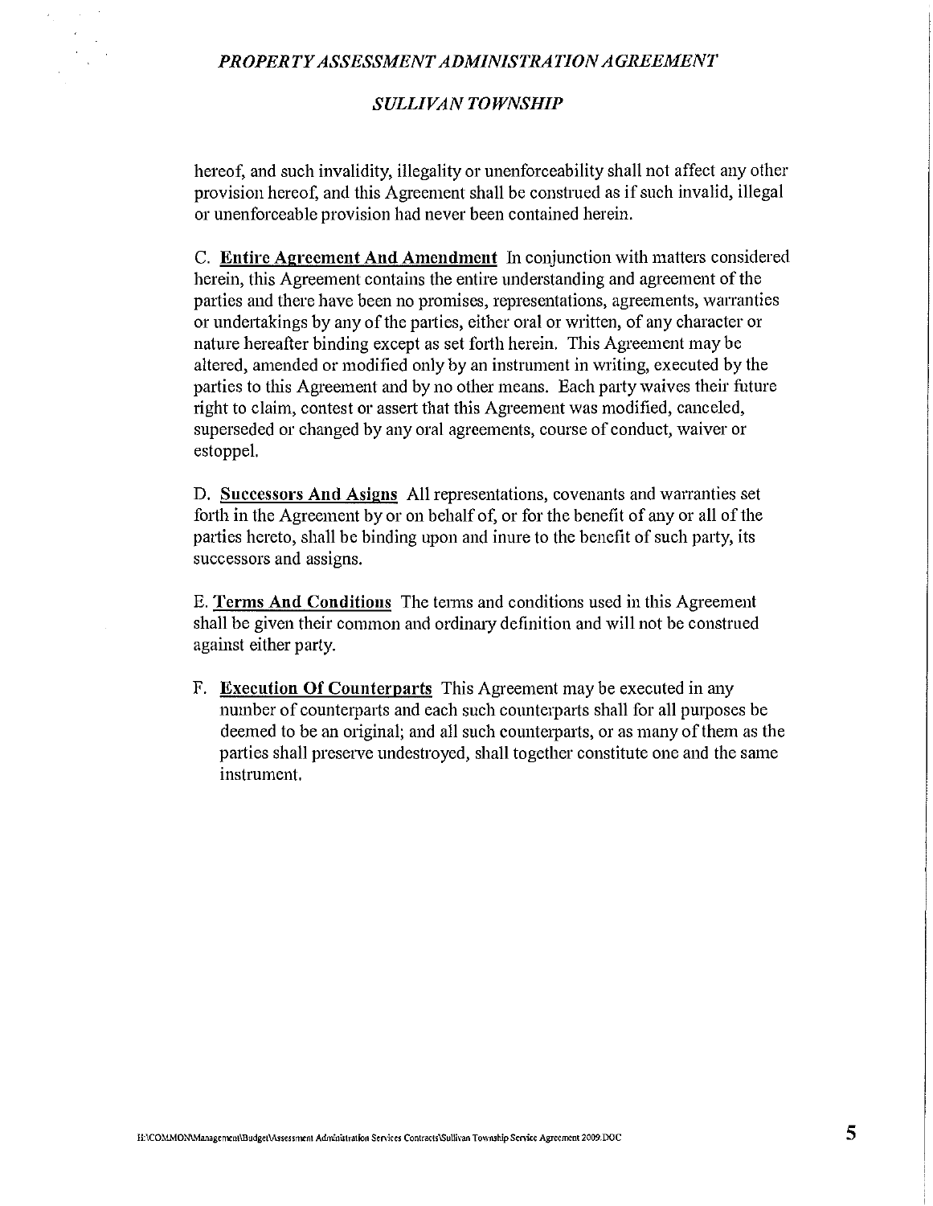hereof, and such invalidity, illegality or unenforceability shall not affect any other provision hereof, and this Agreement shall be construed as if such invalid, illegal or unenforceable provision had never been contained herein.

C. **Entire Agreement And Amendment** In conjunction with matters considered herein, this Agreement contains the entire understanding and agreement of the parties and there have been no promises, representations, agreements, warranties or undertakings by any of the parties, either oral or written, of any character or nature hereafter binding except as set forth herein. This Agreement may be altered, amended or modified only by an instrument in writing, executed by the parties to this Agreement and by no other means. Each party waives their future right to claim, contest or assert that this Agreement was modified, canceled, superseded or changed by any oral agreements, course of conduct, waiver or estoppel.

D. **Successors And Asigns** All representations, covenants and warranties set forth in the Agreement by or on behalf of, or for the benefit of any or all of the parties hereto, shall be binding upon and inure to the benefit of such party, its successors and assigns.

E. **Terms And Conditions** The terms and conditions used in this Agreement shall be given their common and ordinary definition and will not be construed against either party.

F. **Execution Of Counterparts** This Agreement may be executed in any number of counterparts and each such counterparts shall for all purposes be deemed to be an original; and all such counterparts, or as many of them as the parties shall preserve undestroyed, shall together constitute one and the same instrument.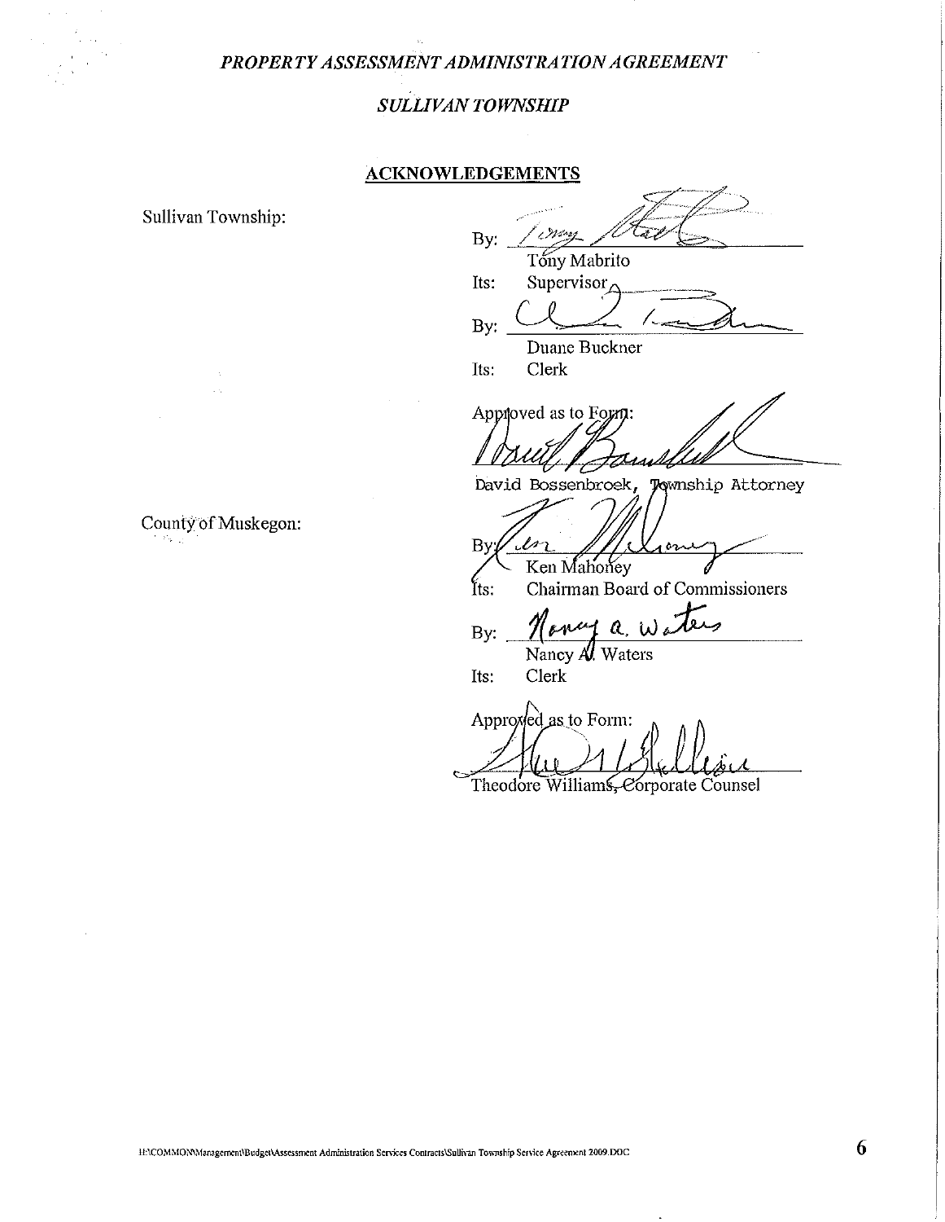*PROPERTY ASSESSMENT ADMINISTRATION AGREEMENT*

*SULLIVAN TOWNSHIP*

**ACKNOWLEDGEMENTS**

Sullivan Township:

By: ______________________
Tony Mabrito
Its: Supervisor

By: ______________________
Duane Buckner
Its: Clerk

Approved as to Form:

______________________
David Bossenbroek, Township Attorney

County of Muskegon:

By: ______________________
Ken Mahoney
Its: Chairman Board of Commissioners

By: ______________________
Nancy A. Waters
Its: Clerk

Approved as to Form:

______________________
Theodore Williams, Corporate Counsel

H:\COMMON\Management\Budget\Assessment Administration Services Contracts\Sullivan Township Service Agreement 2009.DOC